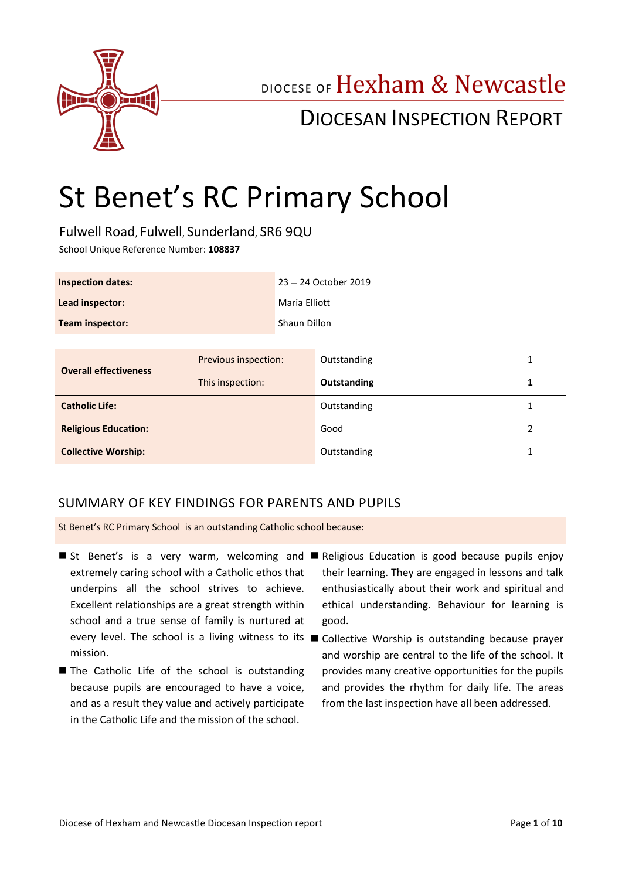DIOCESE OF Hexham & Newcastle

DIOCESAN INSPECTION REPORT

# St Benet's RC Primary School

Fulwell Road, Fulwell, Sunderland, SR6 9QU

School Unique Reference Number: **108837**

| | |
|---|---|
| **Inspection dates:** | 23 – 24 October 2019 |
| **Lead inspector:** | Maria Elliott |
| **Team inspector:** | Shaun Dillon |

| | | | |
|---|---|---|---|
| **Overall effectiveness** | Previous inspection: | Outstanding | 1 |
| | This inspection: | **Outstanding** | **1** |
| **Catholic Life:** | | Outstanding | 1 |
| **Religious Education:** | | Good | 2 |
| **Collective Worship:** | | Outstanding | 1 |

## SUMMARY OF KEY FINDINGS FOR PARENTS AND PUPILS

St Benet's RC Primary School is an outstanding Catholic school because:

- St Benet's is a very warm, welcoming and extremely caring school with a Catholic ethos that underpins all the school strives to achieve. Excellent relationships are a great strength within school and a true sense of family is nurtured at every level. The school is a living witness to its mission.
- The Catholic Life of the school is outstanding because pupils are encouraged to have a voice, and as a result they value and actively participate in the Catholic Life and the mission of the school.
- Religious Education is good because pupils enjoy their learning. They are engaged in lessons and talk enthusiastically about their work and spiritual and ethical understanding. Behaviour for learning is good.
- Collective Worship is outstanding because prayer and worship are central to the life of the school. It provides many creative opportunities for the pupils and provides the rhythm for daily life. The areas from the last inspection have all been addressed.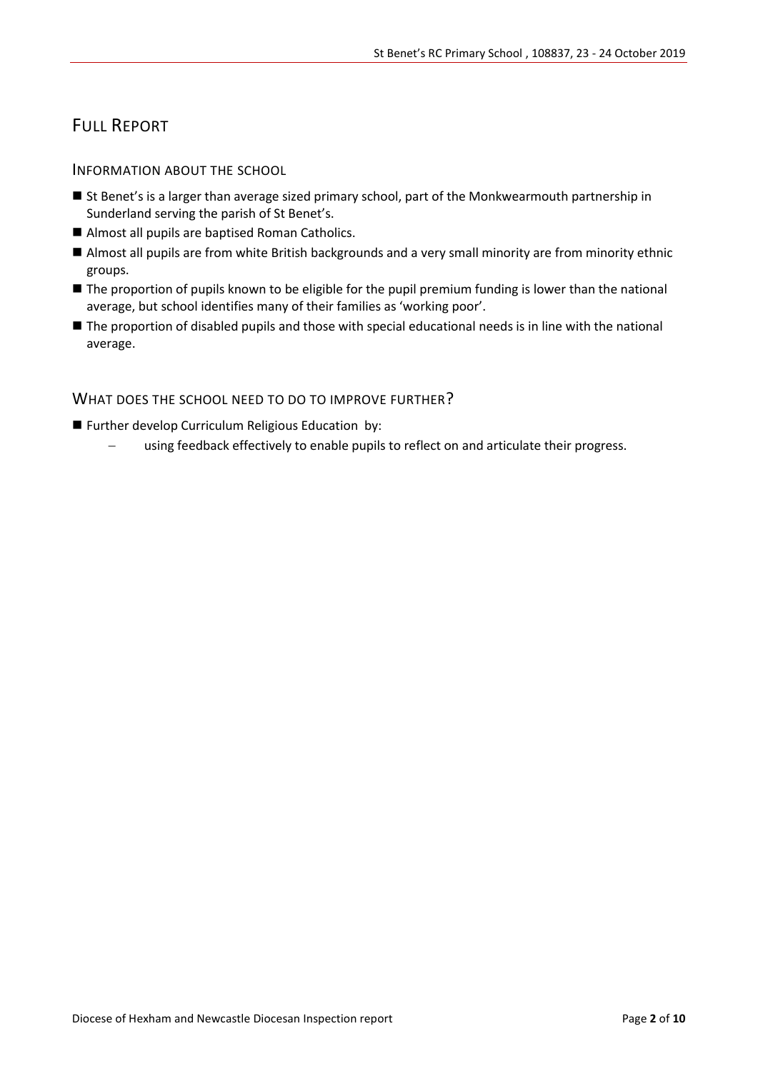# Full Report

## Information about the school

- St Benet's is a larger than average sized primary school, part of the Monkwearmouth partnership in Sunderland serving the parish of St Benet's.
- Almost all pupils are baptised Roman Catholics.
- Almost all pupils are from white British backgrounds and a very small minority are from minority ethnic groups.
- The proportion of pupils known to be eligible for the pupil premium funding is lower than the national average, but school identifies many of their families as 'working poor'.
- The proportion of disabled pupils and those with special educational needs is in line with the national average.

## What does the school need to do to improve further?

- Further develop Curriculum Religious Education by:
  - using feedback effectively to enable pupils to reflect on and articulate their progress.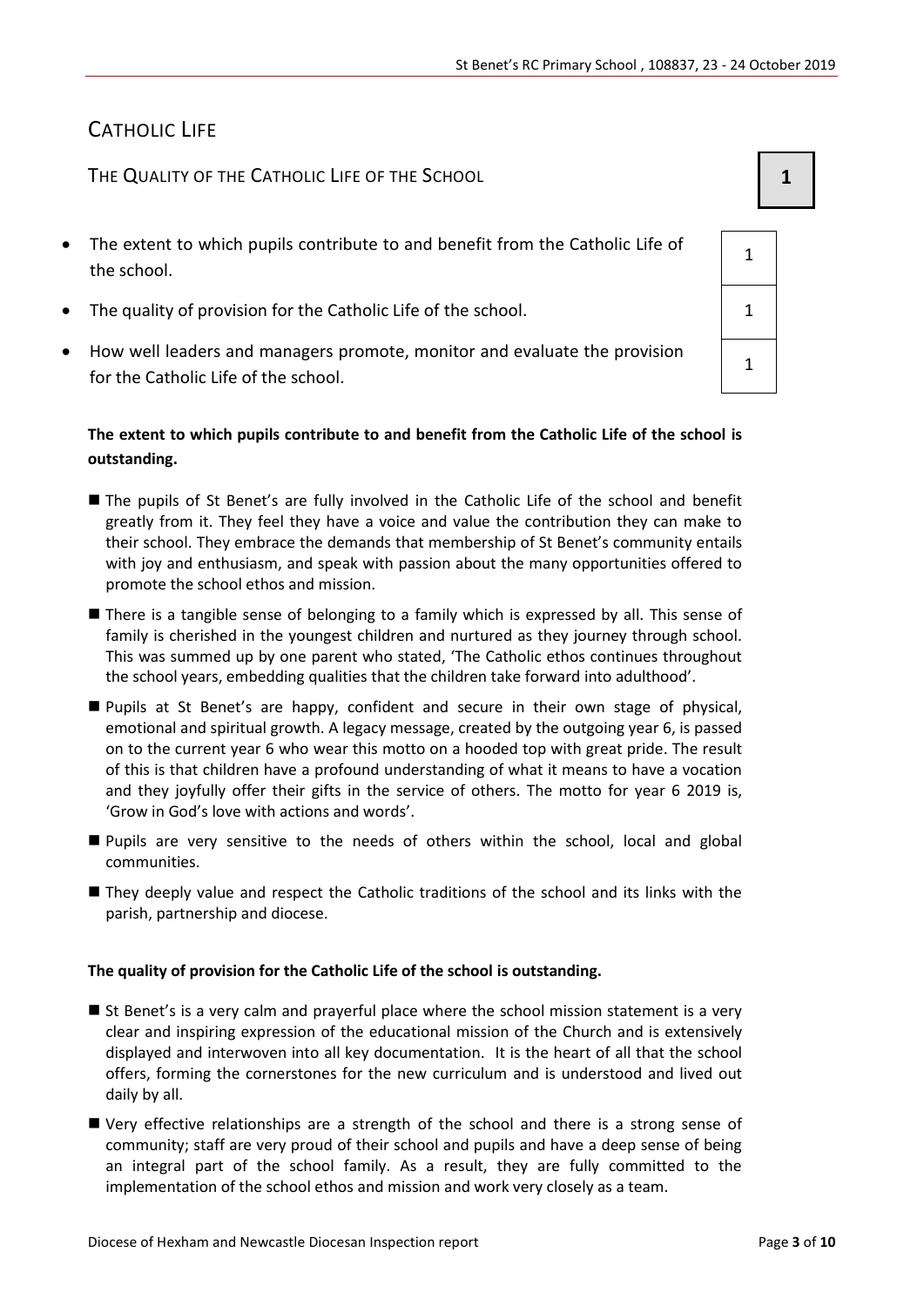## CATHOLIC LIFE

### THE QUALITY OF THE CATHOLIC LIFE OF THE SCHOOL **1**

| | |
|---|---|
| The extent to which pupils contribute to and benefit from the Catholic Life of the school. | 1 |
| The quality of provision for the Catholic Life of the school. | 1 |
| How well leaders and managers promote, monitor and evaluate the provision for the Catholic Life of the school. | 1 |

**The extent to which pupils contribute to and benefit from the Catholic Life of the school is outstanding.**

- The pupils of St Benet's are fully involved in the Catholic Life of the school and benefit greatly from it. They feel they have a voice and value the contribution they can make to their school. They embrace the demands that membership of St Benet's community entails with joy and enthusiasm, and speak with passion about the many opportunities offered to promote the school ethos and mission.
- There is a tangible sense of belonging to a family which is expressed by all. This sense of family is cherished in the youngest children and nurtured as they journey through school. This was summed up by one parent who stated, 'The Catholic ethos continues throughout the school years, embedding qualities that the children take forward into adulthood'.
- Pupils at St Benet's are happy, confident and secure in their own stage of physical, emotional and spiritual growth. A legacy message, created by the outgoing year 6, is passed on to the current year 6 who wear this motto on a hooded top with great pride. The result of this is that children have a profound understanding of what it means to have a vocation and they joyfully offer their gifts in the service of others. The motto for year 6 2019 is, 'Grow in God's love with actions and words'.
- Pupils are very sensitive to the needs of others within the school, local and global communities.
- They deeply value and respect the Catholic traditions of the school and its links with the parish, partnership and diocese.

**The quality of provision for the Catholic Life of the school is outstanding.**

- St Benet's is a very calm and prayerful place where the school mission statement is a very clear and inspiring expression of the educational mission of the Church and is extensively displayed and interwoven into all key documentation. It is the heart of all that the school offers, forming the cornerstones for the new curriculum and is understood and lived out daily by all.
- Very effective relationships are a strength of the school and there is a strong sense of community; staff are very proud of their school and pupils and have a deep sense of being an integral part of the school family. As a result, they are fully committed to the implementation of the school ethos and mission and work very closely as a team.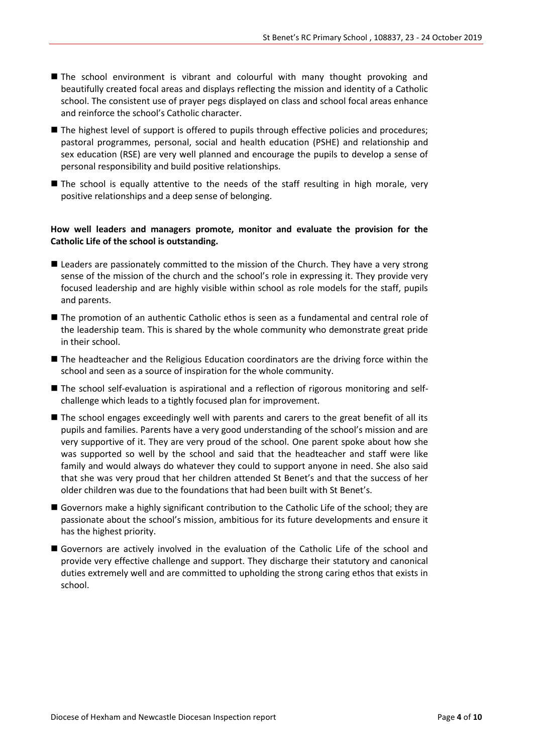- The school environment is vibrant and colourful with many thought provoking and beautifully created focal areas and displays reflecting the mission and identity of a Catholic school. The consistent use of prayer pegs displayed on class and school focal areas enhance and reinforce the school's Catholic character.
- The highest level of support is offered to pupils through effective policies and procedures; pastoral programmes, personal, social and health education (PSHE) and relationship and sex education (RSE) are very well planned and encourage the pupils to develop a sense of personal responsibility and build positive relationships.
- The school is equally attentive to the needs of the staff resulting in high morale, very positive relationships and a deep sense of belonging.

**How well leaders and managers promote, monitor and evaluate the provision for the Catholic Life of the school is outstanding.**

- Leaders are passionately committed to the mission of the Church. They have a very strong sense of the mission of the church and the school's role in expressing it. They provide very focused leadership and are highly visible within school as role models for the staff, pupils and parents.
- The promotion of an authentic Catholic ethos is seen as a fundamental and central role of the leadership team. This is shared by the whole community who demonstrate great pride in their school.
- The headteacher and the Religious Education coordinators are the driving force within the school and seen as a source of inspiration for the whole community.
- The school self-evaluation is aspirational and a reflection of rigorous monitoring and self-challenge which leads to a tightly focused plan for improvement.
- The school engages exceedingly well with parents and carers to the great benefit of all its pupils and families. Parents have a very good understanding of the school's mission and are very supportive of it. They are very proud of the school. One parent spoke about how she was supported so well by the school and said that the headteacher and staff were like family and would always do whatever they could to support anyone in need. She also said that she was very proud that her children attended St Benet's and that the success of her older children was due to the foundations that had been built with St Benet's.
- Governors make a highly significant contribution to the Catholic Life of the school; they are passionate about the school's mission, ambitious for its future developments and ensure it has the highest priority.
- Governors are actively involved in the evaluation of the Catholic Life of the school and provide very effective challenge and support. They discharge their statutory and canonical duties extremely well and are committed to upholding the strong caring ethos that exists in school.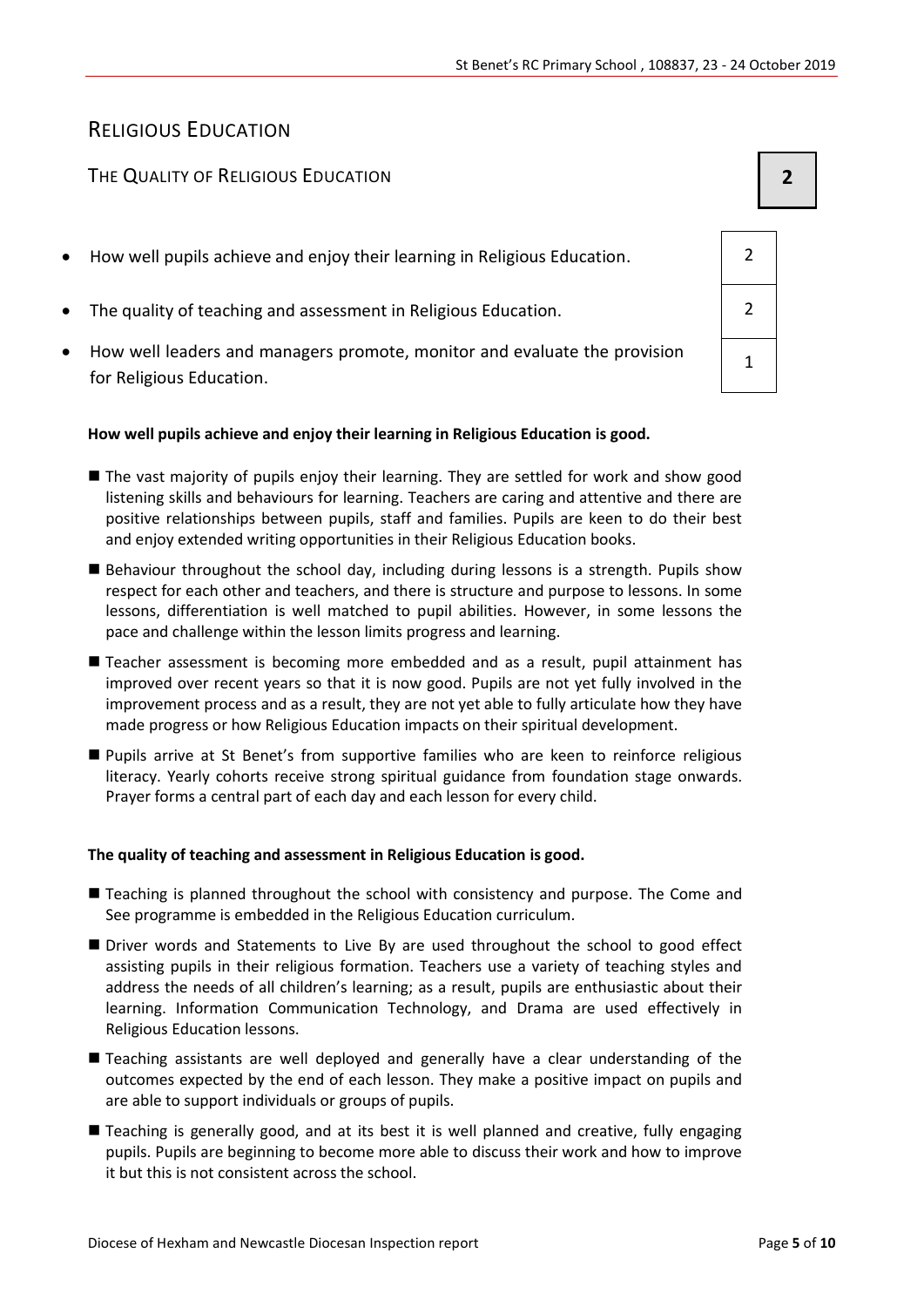# Religious Education

## The Quality of Religious Education

**2**

| | |
|---|---|
| How well pupils achieve and enjoy their learning in Religious Education. | 2 |
| The quality of teaching and assessment in Religious Education. | 2 |
| How well leaders and managers promote, monitor and evaluate the provision for Religious Education. | 1 |

**How well pupils achieve and enjoy their learning in Religious Education is good.**

- The vast majority of pupils enjoy their learning. They are settled for work and show good listening skills and behaviours for learning. Teachers are caring and attentive and there are positive relationships between pupils, staff and families. Pupils are keen to do their best and enjoy extended writing opportunities in their Religious Education books.
- Behaviour throughout the school day, including during lessons is a strength. Pupils show respect for each other and teachers, and there is structure and purpose to lessons. In some lessons, differentiation is well matched to pupil abilities. However, in some lessons the pace and challenge within the lesson limits progress and learning.
- Teacher assessment is becoming more embedded and as a result, pupil attainment has improved over recent years so that it is now good. Pupils are not yet fully involved in the improvement process and as a result, they are not yet able to fully articulate how they have made progress or how Religious Education impacts on their spiritual development.
- Pupils arrive at St Benet's from supportive families who are keen to reinforce religious literacy. Yearly cohorts receive strong spiritual guidance from foundation stage onwards. Prayer forms a central part of each day and each lesson for every child.

**The quality of teaching and assessment in Religious Education is good.**

- Teaching is planned throughout the school with consistency and purpose. The Come and See programme is embedded in the Religious Education curriculum.
- Driver words and Statements to Live By are used throughout the school to good effect assisting pupils in their religious formation. Teachers use a variety of teaching styles and address the needs of all children's learning; as a result, pupils are enthusiastic about their learning. Information Communication Technology, and Drama are used effectively in Religious Education lessons.
- Teaching assistants are well deployed and generally have a clear understanding of the outcomes expected by the end of each lesson. They make a positive impact on pupils and are able to support individuals or groups of pupils.
- Teaching is generally good, and at its best it is well planned and creative, fully engaging pupils. Pupils are beginning to become more able to discuss their work and how to improve it but this is not consistent across the school.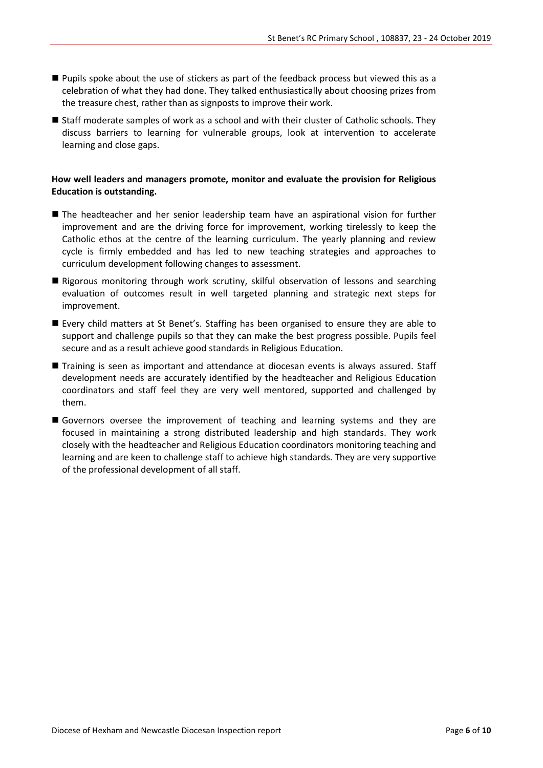- Pupils spoke about the use of stickers as part of the feedback process but viewed this as a celebration of what they had done. They talked enthusiastically about choosing prizes from the treasure chest, rather than as signposts to improve their work.
- Staff moderate samples of work as a school and with their cluster of Catholic schools. They discuss barriers to learning for vulnerable groups, look at intervention to accelerate learning and close gaps.

**How well leaders and managers promote, monitor and evaluate the provision for Religious Education is outstanding.**

- The headteacher and her senior leadership team have an aspirational vision for further improvement and are the driving force for improvement, working tirelessly to keep the Catholic ethos at the centre of the learning curriculum. The yearly planning and review cycle is firmly embedded and has led to new teaching strategies and approaches to curriculum development following changes to assessment.
- Rigorous monitoring through work scrutiny, skilful observation of lessons and searching evaluation of outcomes result in well targeted planning and strategic next steps for improvement.
- Every child matters at St Benet's. Staffing has been organised to ensure they are able to support and challenge pupils so that they can make the best progress possible. Pupils feel secure and as a result achieve good standards in Religious Education.
- Training is seen as important and attendance at diocesan events is always assured. Staff development needs are accurately identified by the headteacher and Religious Education coordinators and staff feel they are very well mentored, supported and challenged by them.
- Governors oversee the improvement of teaching and learning systems and they are focused in maintaining a strong distributed leadership and high standards. They work closely with the headteacher and Religious Education coordinators monitoring teaching and learning and are keen to challenge staff to achieve high standards. They are very supportive of the professional development of all staff.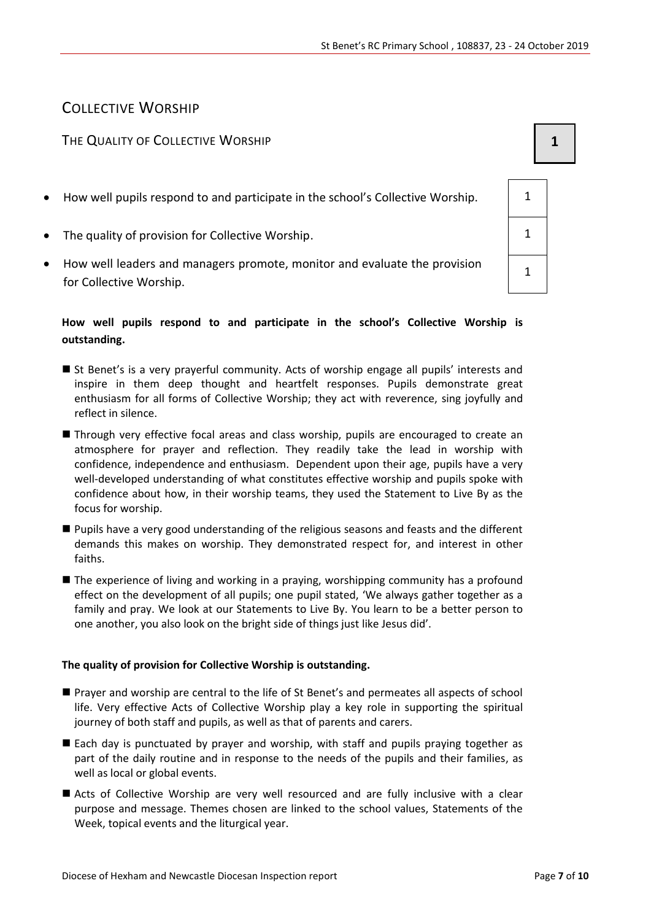## Collective Worship

### The Quality of Collective Worship

**1**

| | |
|---|---|
| How well pupils respond to and participate in the school's Collective Worship. | 1 |
| The quality of provision for Collective Worship. | 1 |
| How well leaders and managers promote, monitor and evaluate the provision for Collective Worship. | 1 |

**How well pupils respond to and participate in the school's Collective Worship is outstanding.**

- St Benet's is a very prayerful community. Acts of worship engage all pupils' interests and inspire in them deep thought and heartfelt responses. Pupils demonstrate great enthusiasm for all forms of Collective Worship; they act with reverence, sing joyfully and reflect in silence.
- Through very effective focal areas and class worship, pupils are encouraged to create an atmosphere for prayer and reflection. They readily take the lead in worship with confidence, independence and enthusiasm. Dependent upon their age, pupils have a very well-developed understanding of what constitutes effective worship and pupils spoke with confidence about how, in their worship teams, they used the Statement to Live By as the focus for worship.
- Pupils have a very good understanding of the religious seasons and feasts and the different demands this makes on worship. They demonstrated respect for, and interest in other faiths.
- The experience of living and working in a praying, worshipping community has a profound effect on the development of all pupils; one pupil stated, 'We always gather together as a family and pray. We look at our Statements to Live By. You learn to be a better person to one another, you also look on the bright side of things just like Jesus did'.

**The quality of provision for Collective Worship is outstanding.**

- Prayer and worship are central to the life of St Benet's and permeates all aspects of school life. Very effective Acts of Collective Worship play a key role in supporting the spiritual journey of both staff and pupils, as well as that of parents and carers.
- Each day is punctuated by prayer and worship, with staff and pupils praying together as part of the daily routine and in response to the needs of the pupils and their families, as well as local or global events.
- Acts of Collective Worship are very well resourced and are fully inclusive with a clear purpose and message. Themes chosen are linked to the school values, Statements of the Week, topical events and the liturgical year.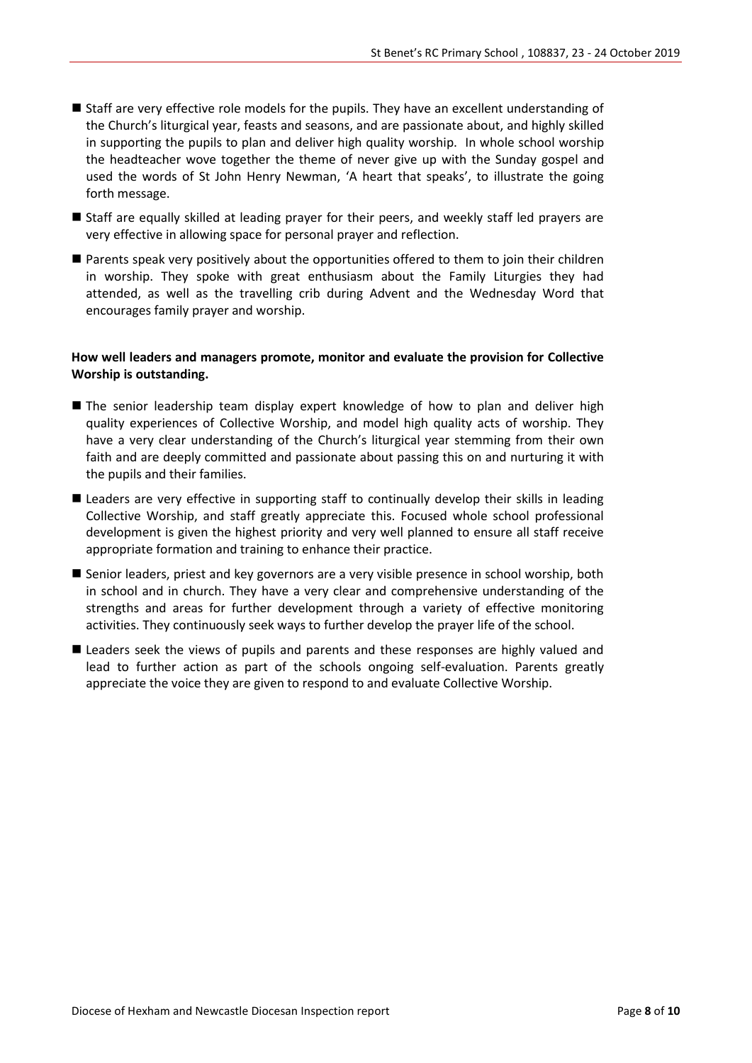- Staff are very effective role models for the pupils. They have an excellent understanding of the Church's liturgical year, feasts and seasons, and are passionate about, and highly skilled in supporting the pupils to plan and deliver high quality worship. In whole school worship the headteacher wove together the theme of never give up with the Sunday gospel and used the words of St John Henry Newman, 'A heart that speaks', to illustrate the going forth message.
- Staff are equally skilled at leading prayer for their peers, and weekly staff led prayers are very effective in allowing space for personal prayer and reflection.
- Parents speak very positively about the opportunities offered to them to join their children in worship. They spoke with great enthusiasm about the Family Liturgies they had attended, as well as the travelling crib during Advent and the Wednesday Word that encourages family prayer and worship.

**How well leaders and managers promote, monitor and evaluate the provision for Collective Worship is outstanding.**

- The senior leadership team display expert knowledge of how to plan and deliver high quality experiences of Collective Worship, and model high quality acts of worship. They have a very clear understanding of the Church's liturgical year stemming from their own faith and are deeply committed and passionate about passing this on and nurturing it with the pupils and their families.
- Leaders are very effective in supporting staff to continually develop their skills in leading Collective Worship, and staff greatly appreciate this. Focused whole school professional development is given the highest priority and very well planned to ensure all staff receive appropriate formation and training to enhance their practice.
- Senior leaders, priest and key governors are a very visible presence in school worship, both in school and in church. They have a very clear and comprehensive understanding of the strengths and areas for further development through a variety of effective monitoring activities. They continuously seek ways to further develop the prayer life of the school.
- Leaders seek the views of pupils and parents and these responses are highly valued and lead to further action as part of the schools ongoing self-evaluation. Parents greatly appreciate the voice they are given to respond to and evaluate Collective Worship.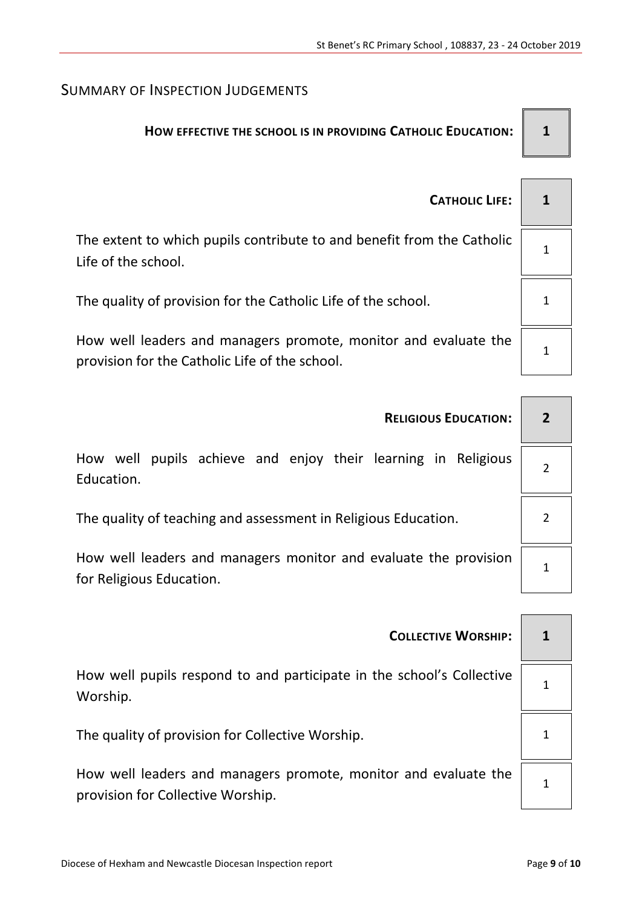## SUMMARY OF INSPECTION JUDGEMENTS

| | |
|---|---|
| **HOW EFFECTIVE THE SCHOOL IS IN PROVIDING CATHOLIC EDUCATION:** | **1** |
| **CATHOLIC LIFE:** | **1** |
| The extent to which pupils contribute to and benefit from the Catholic Life of the school. | 1 |
| The quality of provision for the Catholic Life of the school. | 1 |
| How well leaders and managers promote, monitor and evaluate the provision for the Catholic Life of the school. | 1 |
| **RELIGIOUS EDUCATION:** | **2** |
| How well pupils achieve and enjoy their learning in Religious Education. | 2 |
| The quality of teaching and assessment in Religious Education. | 2 |
| How well leaders and managers monitor and evaluate the provision for Religious Education. | 1 |
| **COLLECTIVE WORSHIP:** | **1** |
| How well pupils respond to and participate in the school's Collective Worship. | 1 |
| The quality of provision for Collective Worship. | 1 |
| How well leaders and managers promote, monitor and evaluate the provision for Collective Worship. | 1 |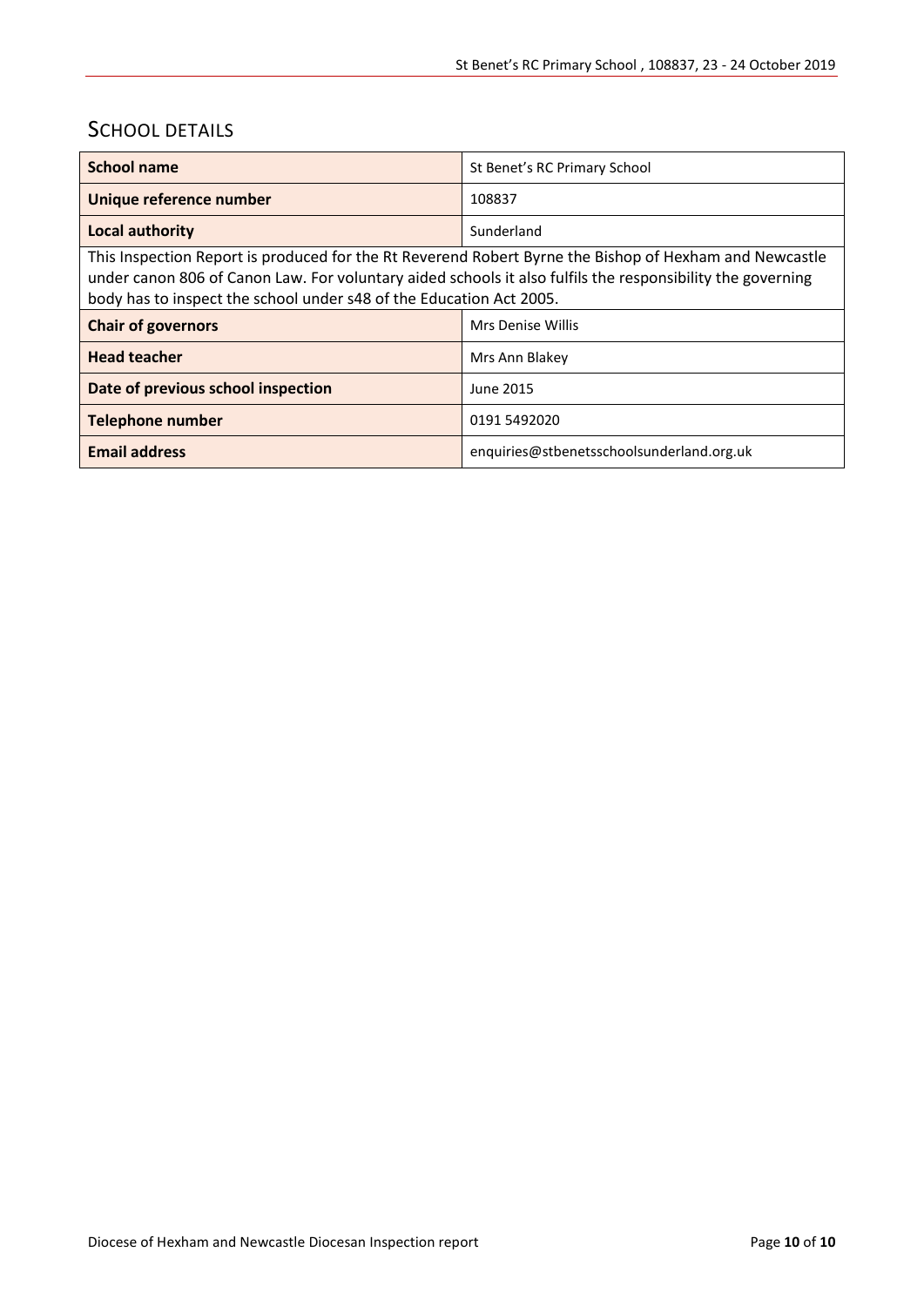## SCHOOL DETAILS

| | |
|---|---|
| **School name** | St Benet's RC Primary School |
| **Unique reference number** | 108837 |
| **Local authority** | Sunderland |
| This Inspection Report is produced for the Rt Reverend Robert Byrne the Bishop of Hexham and Newcastle under canon 806 of Canon Law. For voluntary aided schools it also fulfils the responsibility the governing body has to inspect the school under s48 of the Education Act 2005. | |
| **Chair of governors** | Mrs Denise Willis |
| **Head teacher** | Mrs Ann Blakey |
| **Date of previous school inspection** | June 2015 |
| **Telephone number** | 0191 5492020 |
| **Email address** | enquiries@stbenetsschoolsunderland.org.uk |